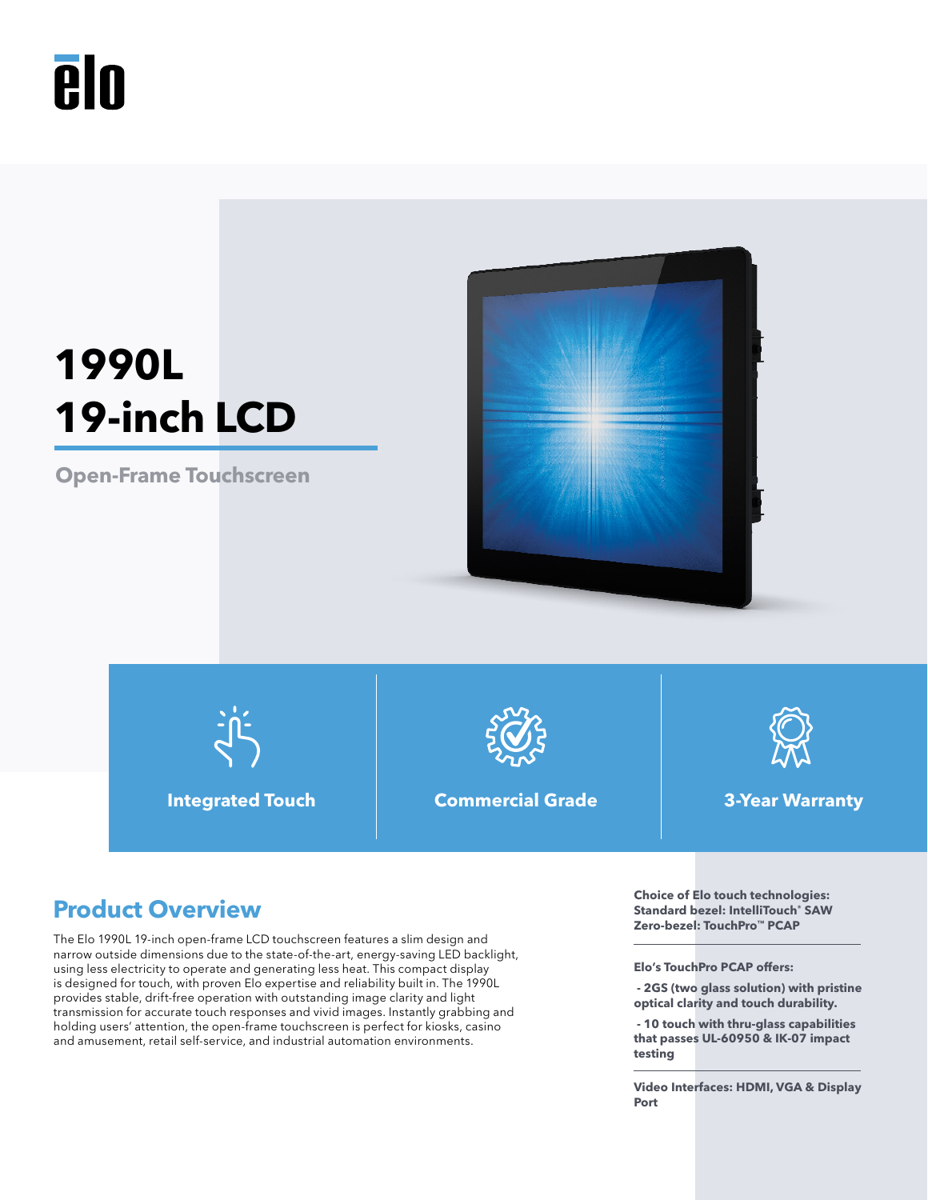elo

# 1990L
# 19-inch LCD

**Open-Frame Touchscreen**

**Integrated Touch**

**Commercial Grade**

**3-Year Warranty**

## Product Overview

The Elo 1990L 19-inch open-frame LCD touchscreen features a slim design and narrow outside dimensions due to the state-of-the-art, energy-saving LED backlight, using less electricity to operate and generating less heat. This compact display is designed for touch, with proven Elo expertise and reliability built in. The 1990L provides stable, drift-free operation with outstanding image clarity and light transmission for accurate touch responses and vivid images. Instantly grabbing and holding users' attention, the open-frame touchscreen is perfect for kiosks, casino and amusement, retail self-service, and industrial automation environments.

**Choice of Elo touch technologies:**
**Standard bezel: IntelliTouch® SAW**
**Zero-bezel: TouchPro™ PCAP**

**Elo's TouchPro PCAP offers:**

**- 2GS (two glass solution) with pristine optical clarity and touch durability.**

**- 10 touch with thru-glass capabilities that passes UL-60950 & IK-07 impact testing**

**Video Interfaces: HDMI, VGA & Display Port**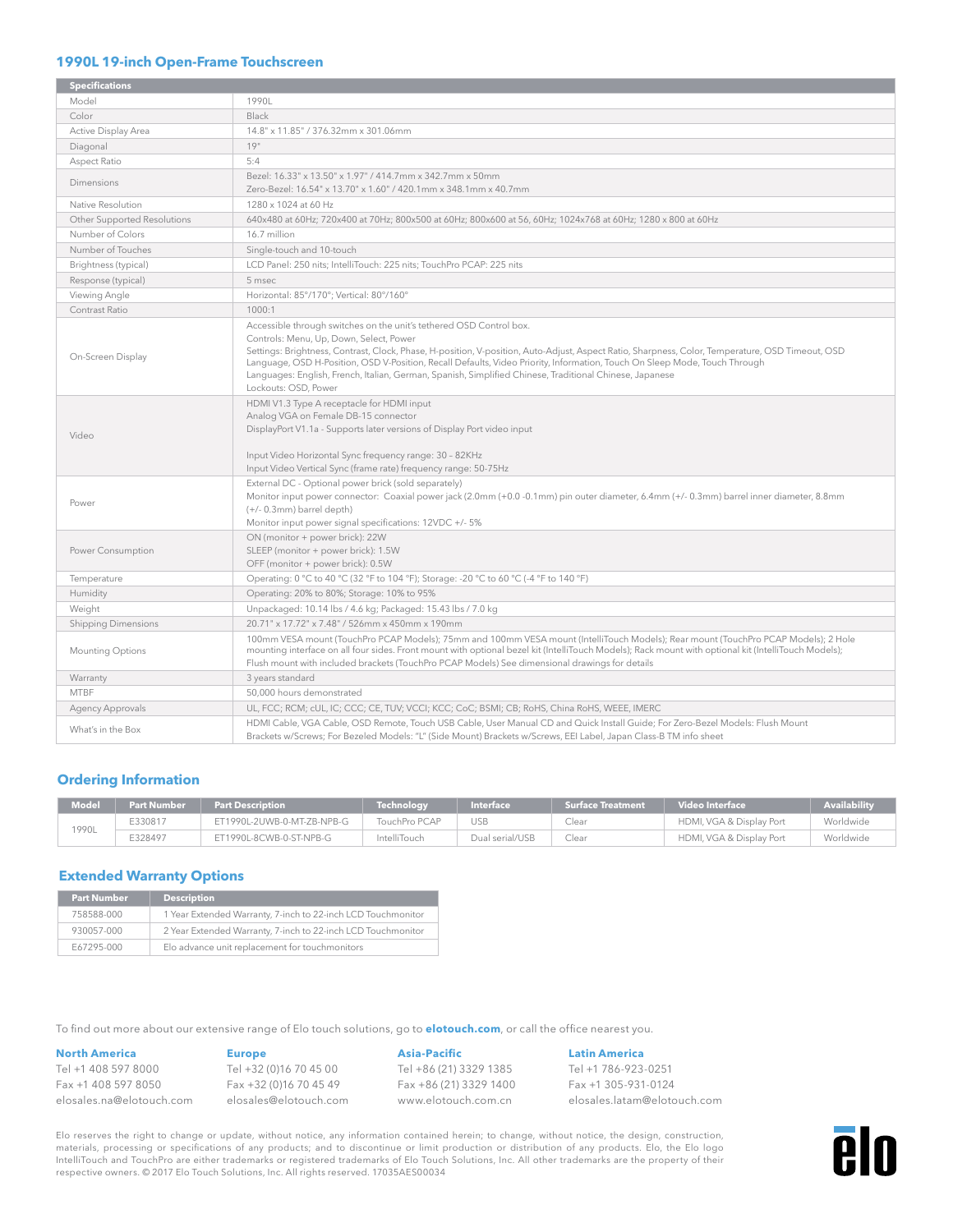## 1990L 19-inch Open-Frame Touchscreen

| Specifications | |
|---|---|
| Model | 1990L |
| Color | Black |
| Active Display Area | 14.8" x 11.85" / 376.32mm x 301.06mm |
| Diagonal | 19" |
| Aspect Ratio | 5:4 |
| Dimensions | Bezel: 16.33" x 13.50" x 1.97" / 414.7mm x 342.7mm x 50mm<br>Zero-Bezel: 16.54" x 13.70" x 1.60" / 420.1mm x 348.1mm x 40.7mm |
| Native Resolution | 1280 x 1024 at 60 Hz |
| Other Supported Resolutions | 640x480 at 60Hz; 720x400 at 70Hz; 800x500 at 60Hz; 800x600 at 56, 60Hz; 1024x768 at 60Hz; 1280 x 800 at 60Hz |
| Number of Colors | 16.7 million |
| Number of Touches | Single-touch and 10-touch |
| Brightness (typical) | LCD Panel: 250 nits; IntelliTouch: 225 nits; TouchPro PCAP: 225 nits |
| Response (typical) | 5 msec |
| Viewing Angle | Horizontal: 85°/170°; Vertical: 80°/160° |
| Contrast Ratio | 1000:1 |
| On-Screen Display | Accessible through switches on the unit's tethered OSD Control box.<br>Controls: Menu, Up, Down, Select, Power<br>Settings: Brightness, Contrast, Clock, Phase, H-position, V-position, Auto-Adjust, Aspect Ratio, Sharpness, Color, Temperature, OSD Timeout, OSD Language, OSD H-Position, OSD V-Position, Recall Defaults, Video Priority, Information, Touch On Sleep Mode, Touch Through<br>Languages: English, French, Italian, German, Spanish, Simplified Chinese, Traditional Chinese, Japanese<br>Lockouts: OSD, Power |
| Video | HDMI V1.3 Type A receptacle for HDMI input<br>Analog VGA on Female DB-15 connector<br>DisplayPort V1.1a - Supports later versions of Display Port video input<br><br>Input Video Horizontal Sync frequency range: 30 – 82KHz<br>Input Video Vertical Sync (frame rate) frequency range: 50-75Hz |
| Power | External DC - Optional power brick (sold separately)<br>Monitor input power connector: Coaxial power jack (2.0mm (+0.0 -0.1mm) pin outer diameter, 6.4mm (+/- 0.3mm) barrel inner diameter, 8.8mm (+/- 0.3mm) barrel depth)<br>Monitor input power signal specifications: 12VDC +/- 5% |
| Power Consumption | ON (monitor + power brick): 22W<br>SLEEP (monitor + power brick): 1.5W<br>OFF (monitor + power brick): 0.5W |
| Temperature | Operating: 0 °C to 40 °C (32 °F to 104 °F); Storage: -20 °C to 60 °C (-4 °F to 140 °F) |
| Humidity | Operating: 20% to 80%; Storage: 10% to 95% |
| Weight | Unpackaged: 10.14 lbs / 4.6 kg; Packaged: 15.43 lbs / 7.0 kg |
| Shipping Dimensions | 20.71" x 17.72" x 7.48" / 526mm x 450mm x 190mm |
| Mounting Options | 100mm VESA mount (TouchPro PCAP Models); 75mm and 100mm VESA mount (IntelliTouch Models); Rear mount (TouchPro PCAP Models); 2 Hole mounting interface on all four sides. Front mount with optional bezel kit (IntelliTouch Models); Rack mount with optional kit (IntelliTouch Models); Flush mount with included brackets (TouchPro PCAP Models) See dimensional drawings for details |
| Warranty | 3 years standard |
| MTBF | 50,000 hours demonstrated |
| Agency Approvals | UL, FCC; RCM; cUL, IC; CCC; CE, TUV; VCCI; KCC; CoC; BSMI; CB; RoHS, China RoHS, WEEE, IMERC |
| What's in the Box | HDMI Cable, VGA Cable, OSD Remote, Touch USB Cable, User Manual CD and Quick Install Guide; For Zero-Bezel Models: Flush Mount Brackets w/Screws; For Bezeled Models: "L" (Side Mount) Brackets w/Screws, EEI Label, Japan Class-B TM info sheet |

## Ordering Information

| Model | Part Number | Part Description | Technology | Interface | Surface Treatment | Video Interface | Availability |
|---|---|---|---|---|---|---|---|
| 1990L | E330817 | ET1990L-2UWB-0-MT-ZB-NPB-G | TouchPro PCAP | USB | Clear | HDMI, VGA & Display Port | Worldwide |
| | E328497 | ET1990L-8CWB-0-ST-NPB-G | IntelliTouch | Dual serial/USB | Clear | HDMI, VGA & Display Port | Worldwide |

## Extended Warranty Options

| Part Number | Description |
|---|---|
| 758588-000 | 1 Year Extended Warranty, 7-inch to 22-inch LCD Touchmonitor |
| 930057-000 | 2 Year Extended Warranty, 7-inch to 22-inch LCD Touchmonitor |
| E67295-000 | Elo advance unit replacement for touchmonitors |

To find out more about our extensive range of Elo touch solutions, go to **elotouch.com**, or call the office nearest you.

**North America**
Tel +1 408 597 8000
Fax +1 408 597 8050
elosales.na@elotouch.com

**Europe**
Tel +32 (0)16 70 45 00
Fax +32 (0)16 70 45 49
elosales@elotouch.com

**Asia-Pacific**
Tel +86 (21) 3329 1385
Fax +86 (21) 3329 1400
www.elotouch.com.cn

**Latin America**
Tel +1 786-923-0251
Fax +1 305-931-0124
elosales.latam@elotouch.com

Elo reserves the right to change or update, without notice, any information contained herein; to change, without notice, the design, construction, materials, processing or specifications of any products; and to discontinue or limit production or distribution of any products. Elo, the Elo logo IntelliTouch and TouchPro are either trademarks or registered trademarks of Elo Touch Solutions, Inc. All other trademarks are the property of their respective owners. © 2017 Elo Touch Solutions, Inc. All rights reserved. 17035AES00034

elo